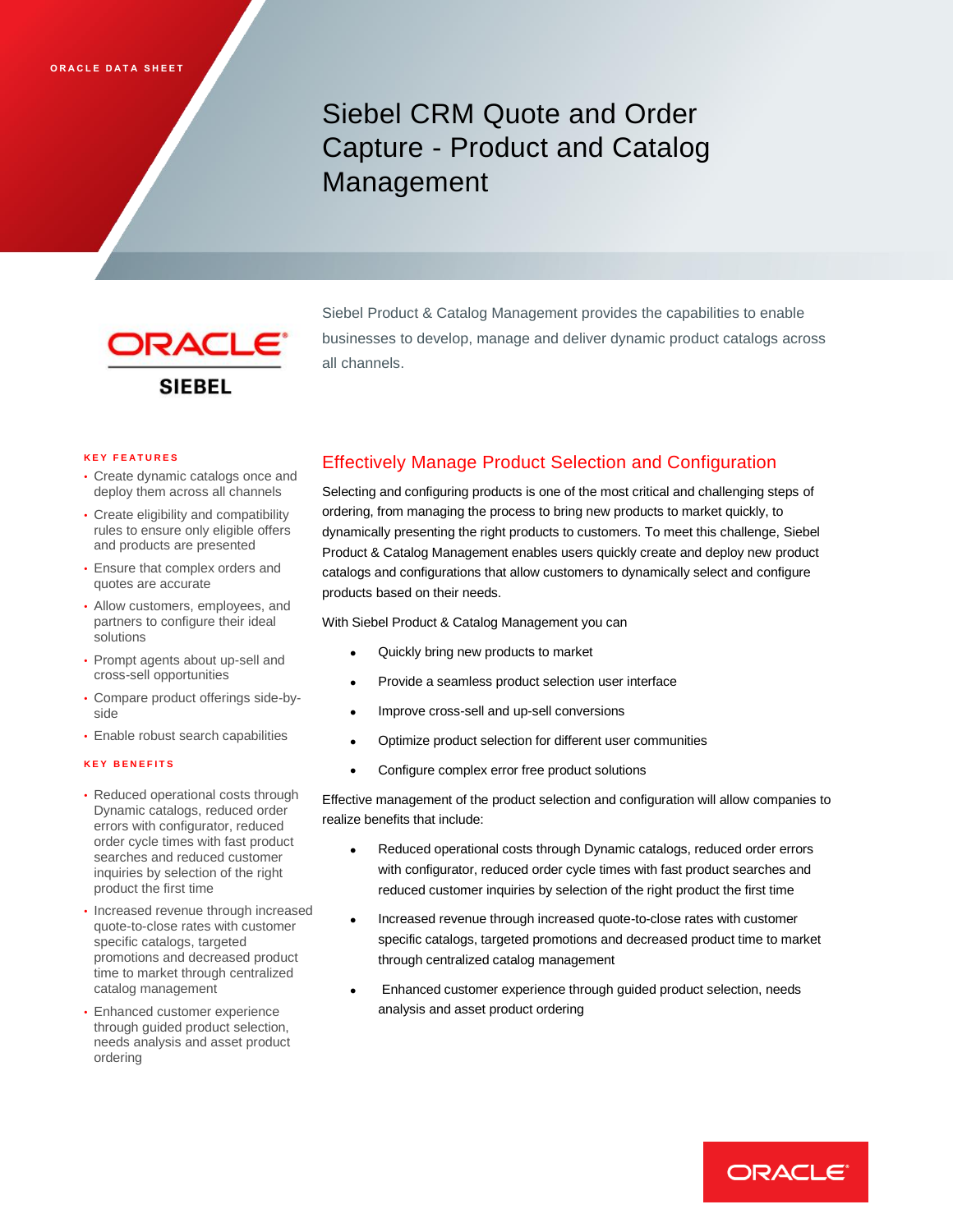ORACLE DATA SHEET

# Siebel CRM Quote and Order Capture - Product and Catalog Management

Siebel Product & Catalog Management provides the capabilities to enable businesses to develop, manage and deliver dynamic product catalogs across all channels.

## Effectively Manage Product Selection and Configuration

Selecting and configuring products is one of the most critical and challenging steps of ordering, from managing the process to bring new products to market quickly, to dynamically presenting the right products to customers. To meet this challenge, Siebel Product & Catalog Management enables users quickly create and deploy new product catalogs and configurations that allow customers to dynamically select and configure products based on their needs.

With Siebel Product & Catalog Management you can

- Quickly bring new products to market
- Provide a seamless product selection user interface
- Improve cross-sell and up-sell conversions
- Optimize product selection for different user communities
- Configure complex error free product solutions

Effective management of the product selection and configuration will allow companies to realize benefits that include:

- Reduced operational costs through Dynamic catalogs, reduced order errors with configurator, reduced order cycle times with fast product searches and reduced customer inquiries by selection of the right product the first time
- Increased revenue through increased quote-to-close rates with customer specific catalogs, targeted promotions and decreased product time to market through centralized catalog management
- Enhanced customer experience through guided product selection, needs analysis and asset product ordering

### KEY FEATURES

- Create dynamic catalogs once and deploy them across all channels
- Create eligibility and compatibility rules to ensure only eligible offers and products are presented
- Ensure that complex orders and quotes are accurate
- Allow customers, employees, and partners to configure their ideal solutions
- Prompt agents about up-sell and cross-sell opportunities
- Compare product offerings side-by-side
- Enable robust search capabilities

### KEY BENEFITS

- Reduced operational costs through Dynamic catalogs, reduced order errors with configurator, reduced order cycle times with fast product searches and reduced customer inquiries by selection of the right product the first time
- Increased revenue through increased quote-to-close rates with customer specific catalogs, targeted promotions and decreased product time to market through centralized catalog management
- Enhanced customer experience through guided product selection, needs analysis and asset product ordering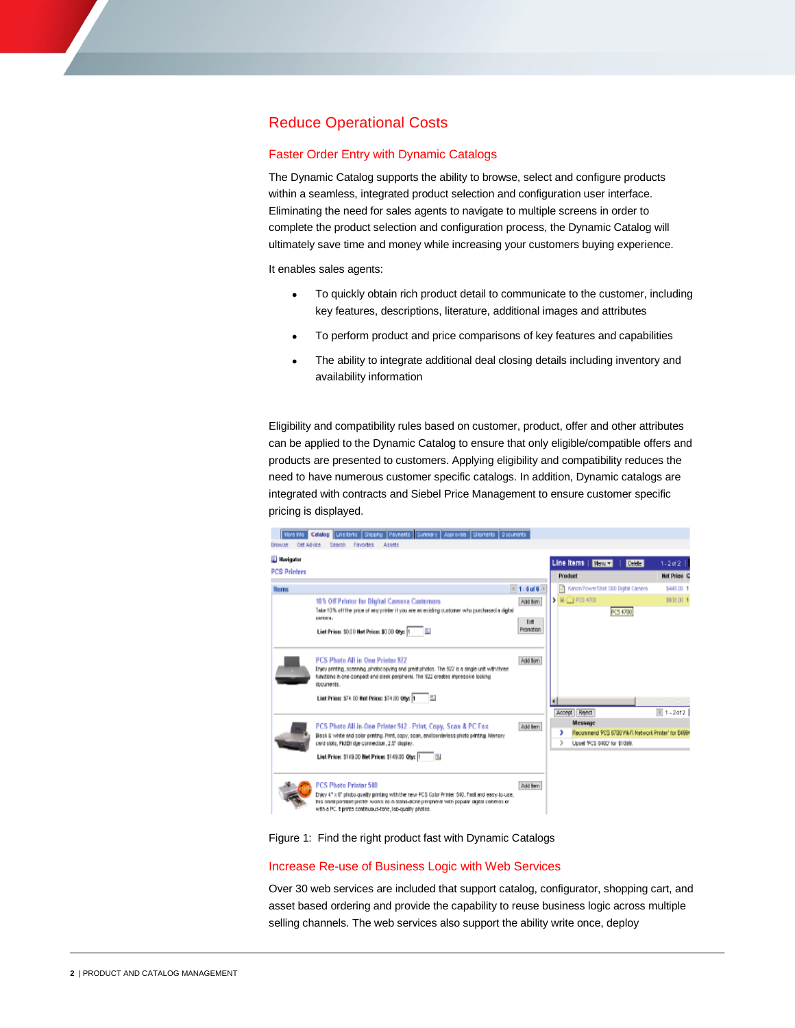## Reduce Operational Costs

### Faster Order Entry with Dynamic Catalogs

The Dynamic Catalog supports the ability to browse, select and configure products within a seamless, integrated product selection and configuration user interface. Eliminating the need for sales agents to navigate to multiple screens in order to complete the product selection and configuration process, the Dynamic Catalog will ultimately save time and money while increasing your customers buying experience.

It enables sales agents:

- To quickly obtain rich product detail to communicate to the customer, including key features, descriptions, literature, additional images and attributes
- To perform product and price comparisons of key features and capabilities
- The ability to integrate additional deal closing details including inventory and availability information

Eligibility and compatibility rules based on customer, product, offer and other attributes can be applied to the Dynamic Catalog to ensure that only eligible/compatible offers and products are presented to customers. Applying eligibility and compatibility reduces the need to have numerous customer specific catalogs. In addition, Dynamic catalogs are integrated with contracts and Siebel Price Management to ensure customer specific pricing is displayed.

Figure 1: Find the right product fast with Dynamic Catalogs

### Increase Re-use of Business Logic with Web Services

Over 30 web services are included that support catalog, configurator, shopping cart, and asset based ordering and provide the capability to reuse business logic across multiple selling channels. The web services also support the ability write once, deploy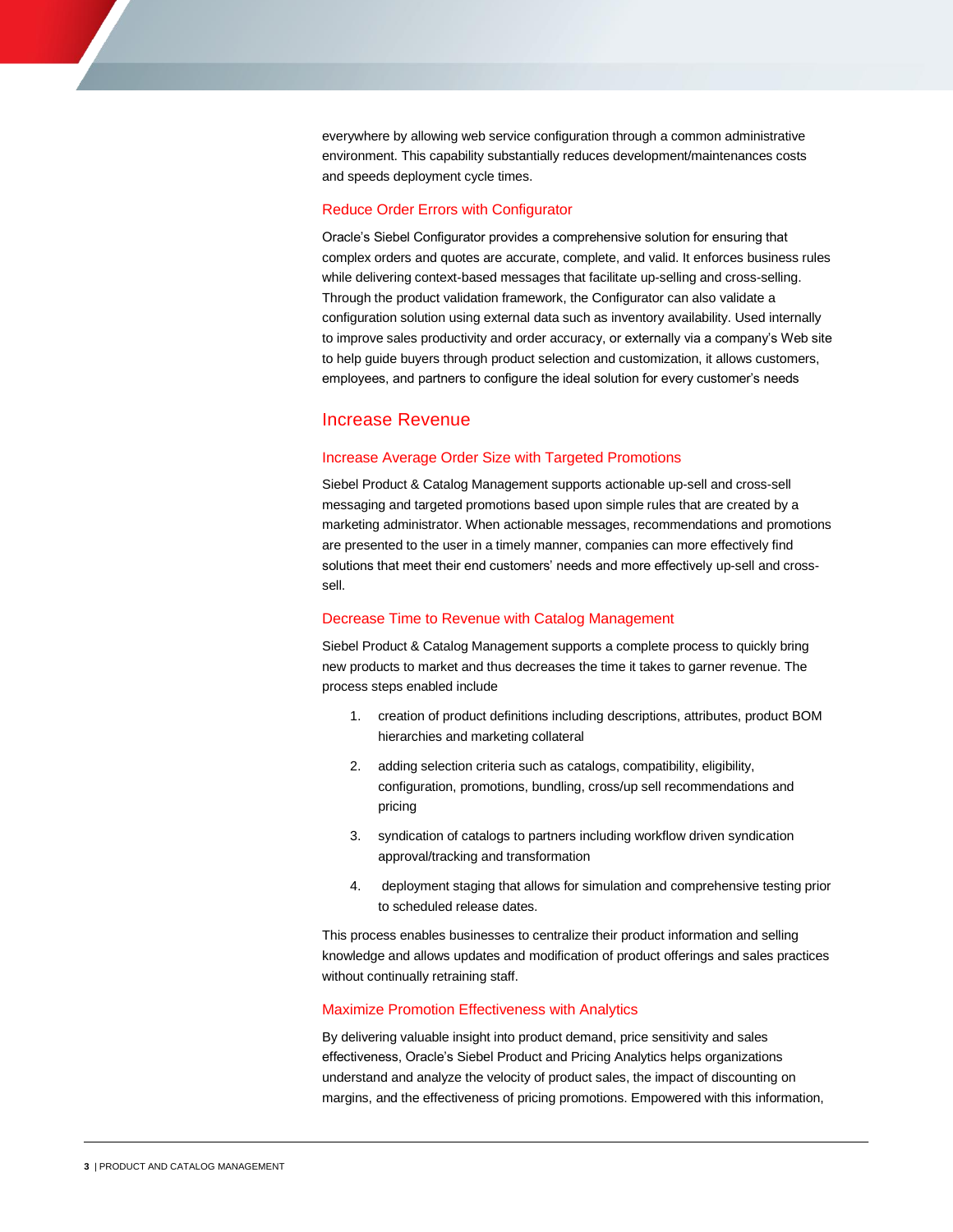everywhere by allowing web service configuration through a common administrative environment. This capability substantially reduces development/maintenances costs and speeds deployment cycle times.

### Reduce Order Errors with Configurator

Oracle's Siebel Configurator provides a comprehensive solution for ensuring that complex orders and quotes are accurate, complete, and valid. It enforces business rules while delivering context-based messages that facilitate up-selling and cross-selling. Through the product validation framework, the Configurator can also validate a configuration solution using external data such as inventory availability. Used internally to improve sales productivity and order accuracy, or externally via a company's Web site to help guide buyers through product selection and customization, it allows customers, employees, and partners to configure the ideal solution for every customer's needs

## Increase Revenue

### Increase Average Order Size with Targeted Promotions

Siebel Product & Catalog Management supports actionable up-sell and cross-sell messaging and targeted promotions based upon simple rules that are created by a marketing administrator. When actionable messages, recommendations and promotions are presented to the user in a timely manner, companies can more effectively find solutions that meet their end customers' needs and more effectively up-sell and cross-sell.

### Decrease Time to Revenue with Catalog Management

Siebel Product & Catalog Management supports a complete process to quickly bring new products to market and thus decreases the time it takes to garner revenue. The process steps enabled include

1. creation of product definitions including descriptions, attributes, product BOM hierarchies and marketing collateral
2. adding selection criteria such as catalogs, compatibility, eligibility, configuration, promotions, bundling, cross/up sell recommendations and pricing
3. syndication of catalogs to partners including workflow driven syndication approval/tracking and transformation
4. deployment staging that allows for simulation and comprehensive testing prior to scheduled release dates.

This process enables businesses to centralize their product information and selling knowledge and allows updates and modification of product offerings and sales practices without continually retraining staff.

### Maximize Promotion Effectiveness with Analytics

By delivering valuable insight into product demand, price sensitivity and sales effectiveness, Oracle's Siebel Product and Pricing Analytics helps organizations understand and analyze the velocity of product sales, the impact of discounting on margins, and the effectiveness of pricing promotions. Empowered with this information,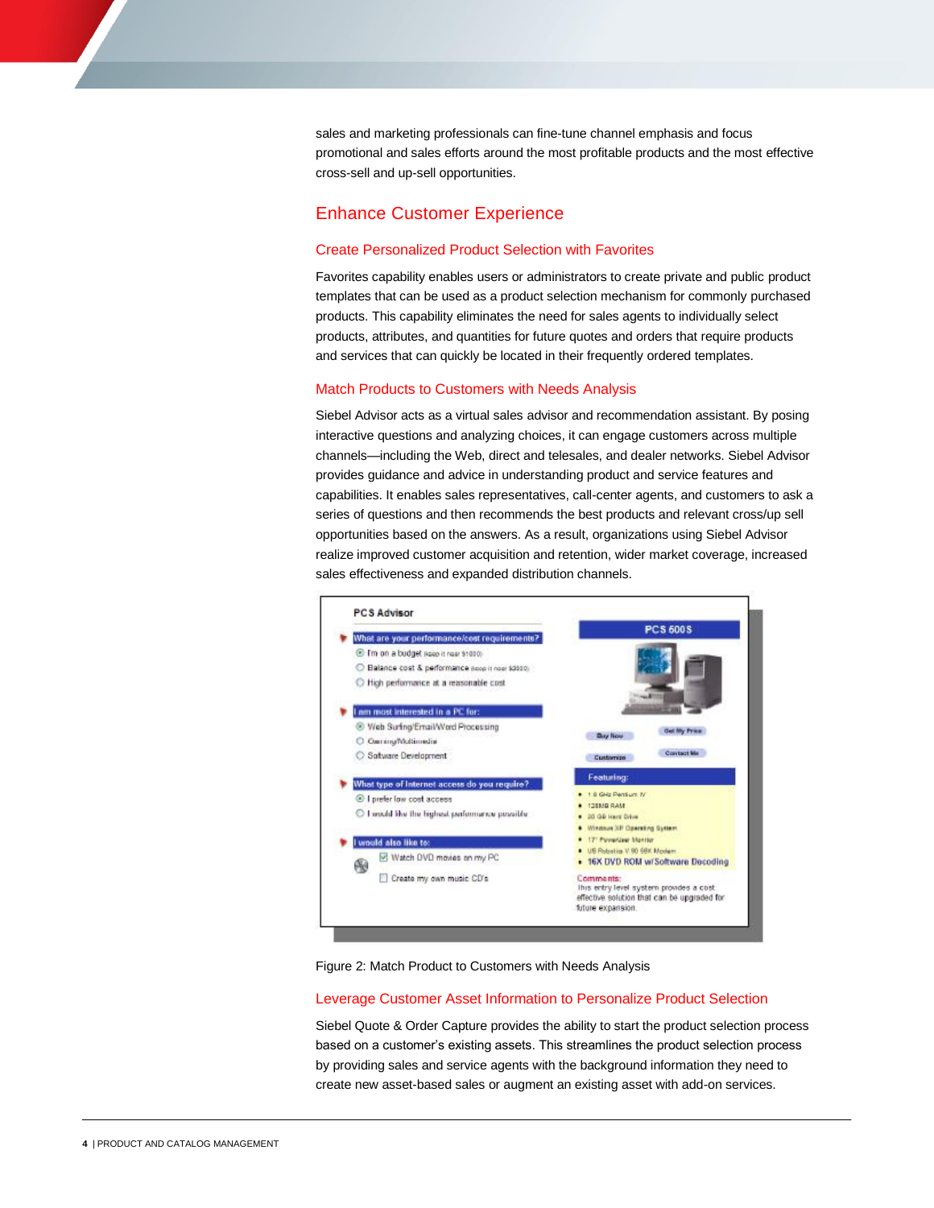sales and marketing professionals can fine-tune channel emphasis and focus promotional and sales efforts around the most profitable products and the most effective cross-sell and up-sell opportunities.

## Enhance Customer Experience

### Create Personalized Product Selection with Favorites

Favorites capability enables users or administrators to create private and public product templates that can be used as a product selection mechanism for commonly purchased products. This capability eliminates the need for sales agents to individually select products, attributes, and quantities for future quotes and orders that require products and services that can quickly be located in their frequently ordered templates.

### Match Products to Customers with Needs Analysis

Siebel Advisor acts as a virtual sales advisor and recommendation assistant. By posing interactive questions and analyzing choices, it can engage customers across multiple channels—including the Web, direct and telesales, and dealer networks. Siebel Advisor provides guidance and advice in understanding product and service features and capabilities. It enables sales representatives, call-center agents, and customers to ask a series of questions and then recommends the best products and relevant cross/up sell opportunities based on the answers. As a result, organizations using Siebel Advisor realize improved customer acquisition and retention, wider market coverage, increased sales effectiveness and expanded distribution channels.

Figure 2: Match Product to Customers with Needs Analysis

### Leverage Customer Asset Information to Personalize Product Selection

Siebel Quote & Order Capture provides the ability to start the product selection process based on a customer's existing assets. This streamlines the product selection process by providing sales and service agents with the background information they need to create new asset-based sales or augment an existing asset with add-on services.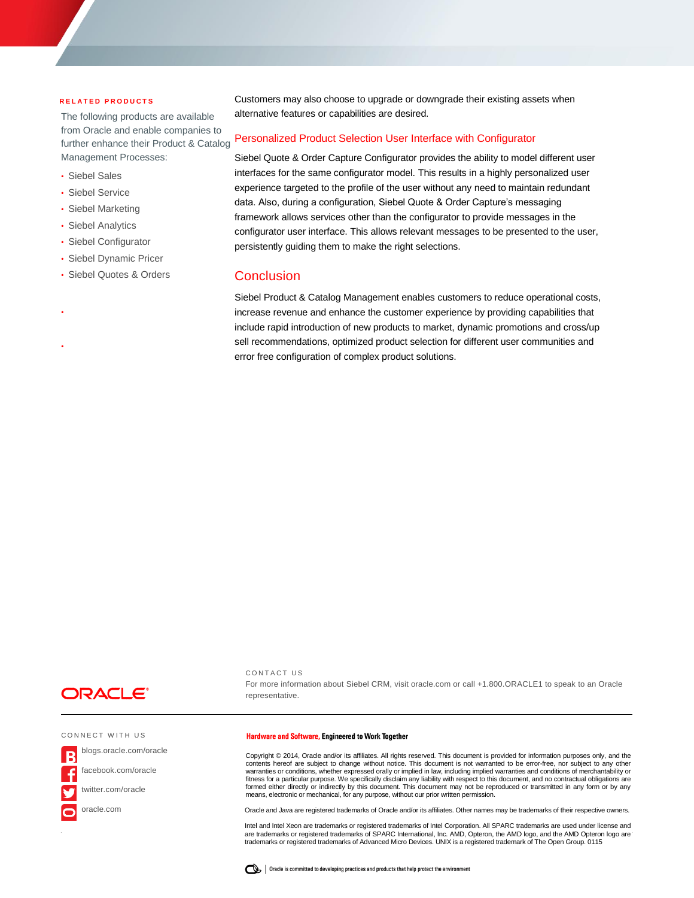**RELATED PRODUCTS**

The following products are available from Oracle and enable companies to further enhance their Product & Catalog Management Processes:

- Siebel Sales
- Siebel Service
- Siebel Marketing
- Siebel Analytics
- Siebel Configurator
- Siebel Dynamic Pricer
- Siebel Quotes & Orders

Customers may also choose to upgrade or downgrade their existing assets when alternative features or capabilities are desired.

### Personalized Product Selection User Interface with Configurator

Siebel Quote & Order Capture Configurator provides the ability to model different user interfaces for the same configurator model. This results in a highly personalized user experience targeted to the profile of the user without any need to maintain redundant data. Also, during a configuration, Siebel Quote & Order Capture's messaging framework allows services other than the configurator to provide messages in the configurator user interface. This allows relevant messages to be presented to the user, persistently guiding them to make the right selections.

## Conclusion

Siebel Product & Catalog Management enables customers to reduce operational costs, increase revenue and enhance the customer experience by providing capabilities that include rapid introduction of new products to market, dynamic promotions and cross/up sell recommendations, optimized product selection for different user communities and error free configuration of complex product solutions.

ORACLE

CONTACT US

For more information about Siebel CRM, visit oracle.com or call +1.800.ORACLE1 to speak to an Oracle representative.

CONNECT WITH US

blogs.oracle.com/oracle

facebook.com/oracle

twitter.com/oracle

oracle.com

**Hardware and Software, Engineered to Work Together**

Copyright © 2014, Oracle and/or its affiliates. All rights reserved. This document is provided for information purposes only, and the contents hereof are subject to change without notice. This document is not warranted to be error-free, nor subject to any other warranties or conditions, whether expressed orally or implied in law, including implied warranties and conditions of merchantability or fitness for a particular purpose. We specifically disclaim any liability with respect to this document, and no contractual obligations are formed either directly or indirectly by this document. This document may not be reproduced or transmitted in any form or by any means, electronic or mechanical, for any purpose, without our prior written permission.

Oracle and Java are registered trademarks of Oracle and/or its affiliates. Other names may be trademarks of their respective owners.

Intel and Intel Xeon are trademarks or registered trademarks of Intel Corporation. All SPARC trademarks are used under license and are trademarks or registered trademarks of SPARC International, Inc. AMD, Opteron, the AMD logo, and the AMD Opteron logo are trademarks or registered trademarks of Advanced Micro Devices. UNIX is a registered trademark of The Open Group. 0115

Oracle is committed to developing practices and products that help protect the environment